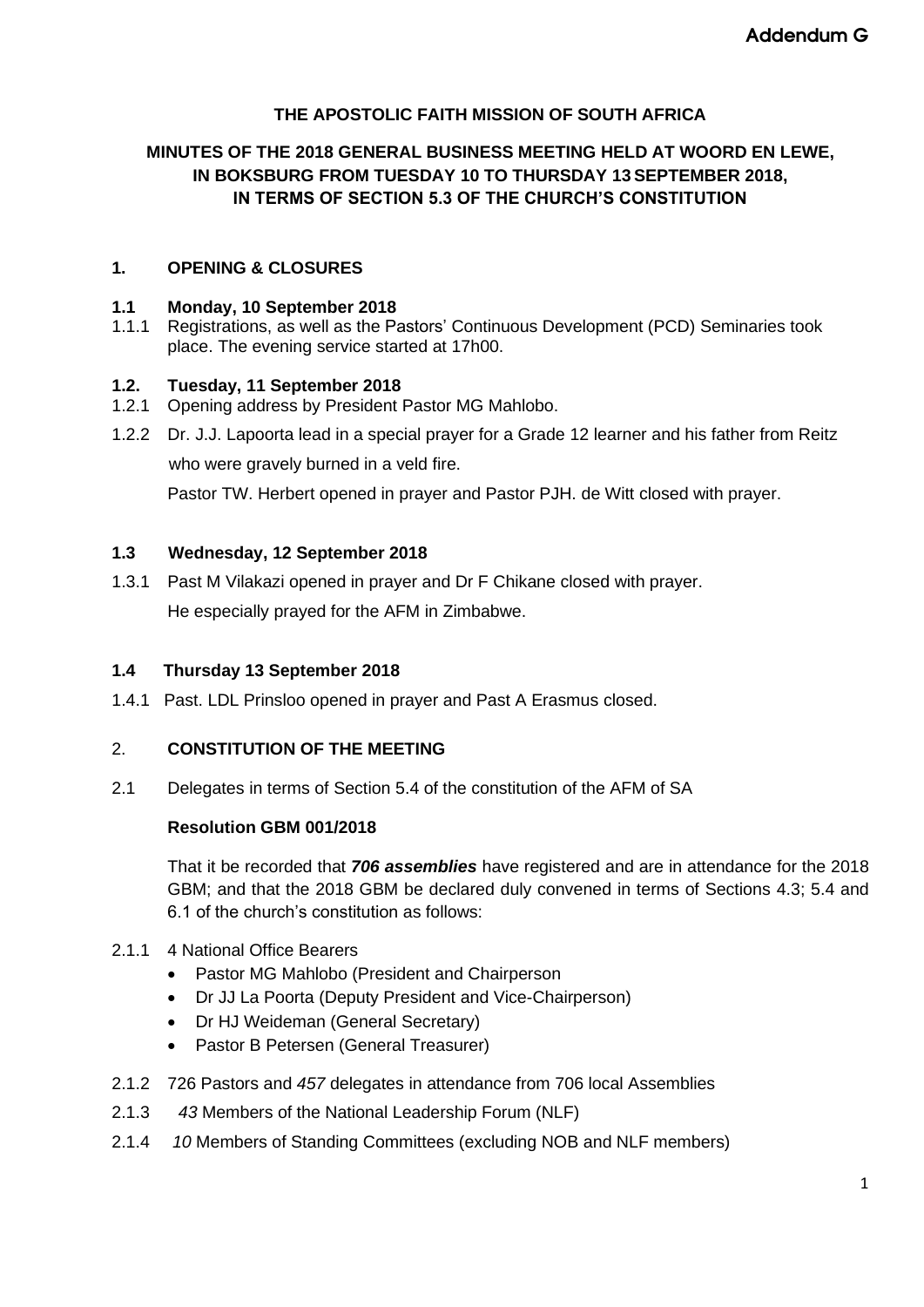**Addendum G**

# THE APOSTOLIC FAITH MISSION OF SOUTH AFRICA

## MINUTES OF THE 2018 GENERAL BUSINESS MEETING HELD AT WOORD EN LEWE, IN BOKSBURG FROM TUESDAY 10 TO THURSDAY 13 SEPTEMBER 2018, IN TERMS OF SECTION 5.3 OF THE CHURCH'S CONSTITUTION

### 1. OPENING & CLOSURES

**1.1 Monday, 10 September 2018**

1.1.1 Registrations, as well as the Pastors' Continuous Development (PCD) Seminaries took place. The evening service started at 17h00.

**1.2. Tuesday, 11 September 2018**

1.2.1 Opening address by President Pastor MG Mahlobo.

1.2.2 Dr. J.J. Lapoorta lead in a special prayer for a Grade 12 learner and his father from Reitz who were gravely burned in a veld fire.

Pastor TW. Herbert opened in prayer and Pastor PJH. de Witt closed with prayer.

**1.3 Wednesday, 12 September 2018**

1.3.1 Past M Vilakazi opened in prayer and Dr F Chikane closed with prayer. He especially prayed for the AFM in Zimbabwe.

**1.4 Thursday 13 September 2018**

1.4.1 Past. LDL Prinsloo opened in prayer and Past A Erasmus closed.

### 2. CONSTITUTION OF THE MEETING

2.1 Delegates in terms of Section 5.4 of the constitution of the AFM of SA

**Resolution GBM 001/2018**

That it be recorded that ***706 assemblies*** have registered and are in attendance for the 2018 GBM; and that the 2018 GBM be declared duly convened in terms of Sections 4.3; 5.4 and 6.1 of the church's constitution as follows:

2.1.1 4 National Office Bearers

- Pastor MG Mahlobo (President and Chairperson
- Dr JJ La Poorta (Deputy President and Vice-Chairperson)
- Dr HJ Weideman (General Secretary)
- Pastor B Petersen (General Treasurer)

2.1.2 726 Pastors and *457* delegates in attendance from 706 local Assemblies

2.1.3 *43* Members of the National Leadership Forum (NLF)

2.1.4 *10* Members of Standing Committees (excluding NOB and NLF members)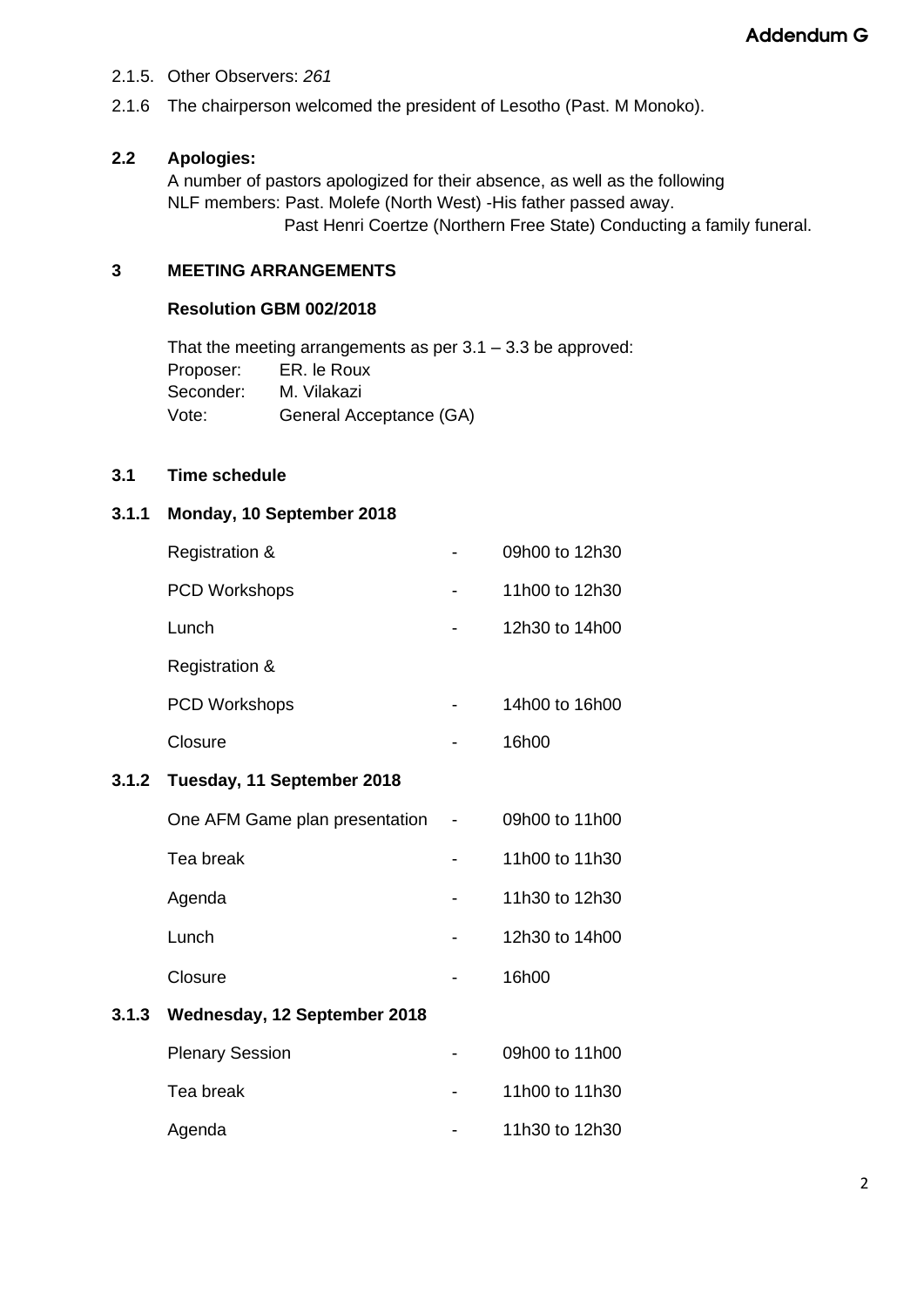Addendum G

2.1.5. Other Observers: *261*

2.1.6 The chairperson welcomed the president of Lesotho (Past. M Monoko).

**2.2 Apologies:**

A number of pastors apologized for their absence, as well as the following NLF members: Past. Molefe (North West) -His father passed away.
Past Henri Coertze (Northern Free State) Conducting a family funeral.

## 3 MEETING ARRANGEMENTS

**Resolution GBM 002/2018**

That the meeting arrangements as per 3.1 – 3.3 be approved:

Proposer: ER. le Roux
Seconder: M. Vilakazi
Vote: General Acceptance (GA)

### 3.1 Time schedule

**3.1.1 Monday, 10 September 2018**

| | | |
|---|---|---|
| Registration & | | |
| PCD Workshops | - | 09h00 to 12h30 |
| | - | 11h00 to 12h30 |
| Lunch | - | 12h30 to 14h00 |
| Registration & | | |
| PCD Workshops | - | 14h00 to 16h00 |
| Closure | - | 16h00 |

**3.1.2 Tuesday, 11 September 2018**

| | | |
|---|---|---|
| One AFM Game plan presentation | - | 09h00 to 11h00 |
| Tea break | - | 11h00 to 11h30 |
| Agenda | - | 11h30 to 12h30 |
| Lunch | - | 12h30 to 14h00 |
| Closure | - | 16h00 |

**3.1.3 Wednesday, 12 September 2018**

| | | |
|---|---|---|
| Plenary Session | - | 09h00 to 11h00 |
| Tea break | - | 11h00 to 11h30 |
| Agenda | - | 11h30 to 12h30 |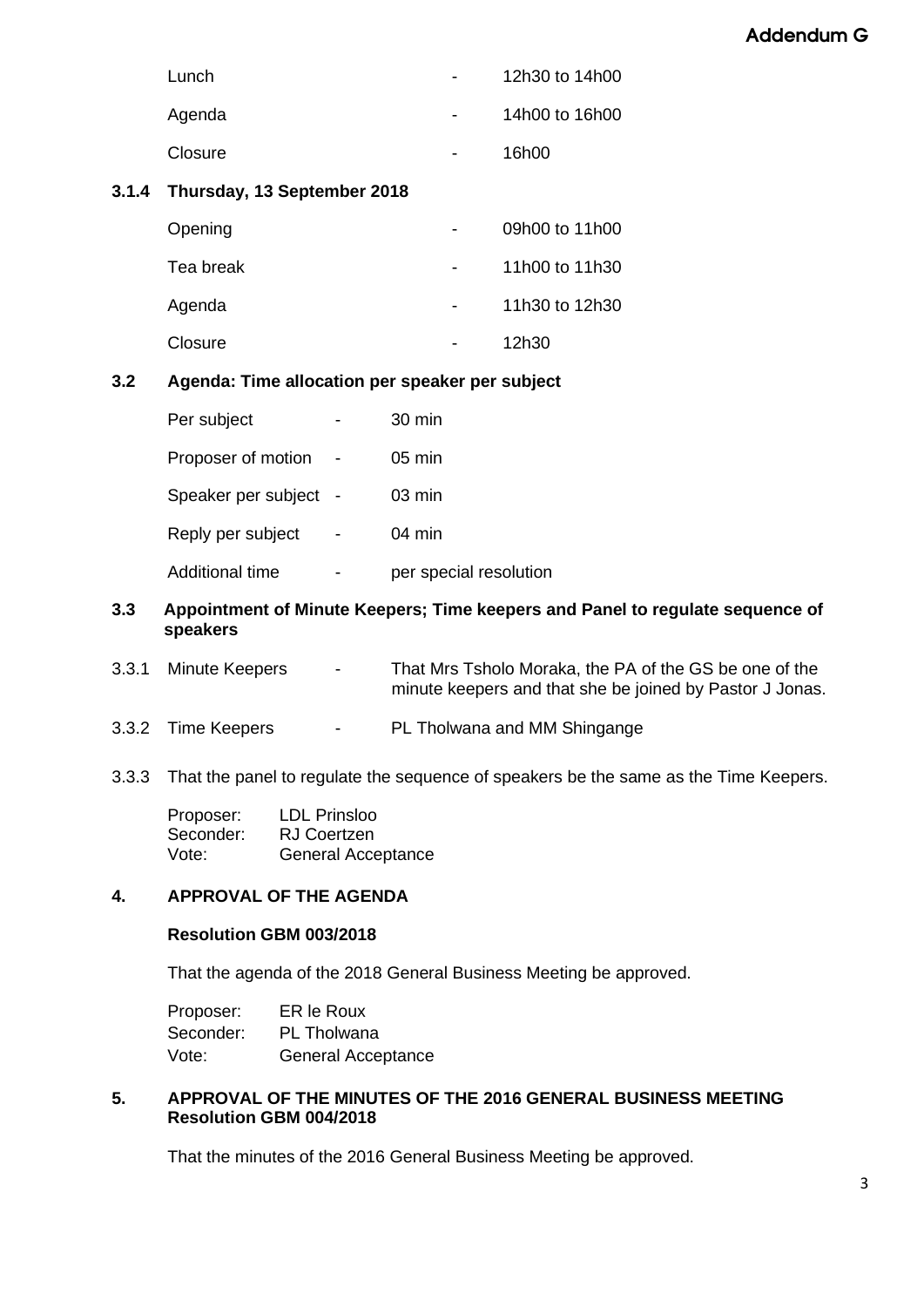Addendum G

| | | |
|---|---|---|
| Lunch | - | 12h30 to 14h00 |
| Agenda | - | 14h00 to 16h00 |
| Closure | - | 16h00 |

**3.1.4 Thursday, 13 September 2018**

| | | |
|---|---|---|
| Opening | - | 09h00 to 11h00 |
| Tea break | - | 11h00 to 11h30 |
| Agenda | - | 11h30 to 12h30 |
| Closure | - | 12h30 |

**3.2 Agenda: Time allocation per speaker per subject**

| | | |
|---|---|---|
| Per subject | - | 30 min |
| Proposer of motion | - | 05 min |
| Speaker per subject | - | 03 min |
| Reply per subject | - | 04 min |
| Additional time | - | per special resolution |

**3.3 Appointment of Minute Keepers; Time keepers and Panel to regulate sequence of speakers**

3.3.1 Minute Keepers - That Mrs Tsholo Moraka, the PA of the GS be one of the minute keepers and that she be joined by Pastor J Jonas.

3.3.2 Time Keepers - PL Tholwana and MM Shingange

3.3.3 That the panel to regulate the sequence of speakers be the same as the Time Keepers.

Proposer: LDL Prinsloo
Seconder: RJ Coertzen
Vote: General Acceptance

## 4. APPROVAL OF THE AGENDA

**Resolution GBM 003/2018**

That the agenda of the 2018 General Business Meeting be approved.

Proposer: ER le Roux
Seconder: PL Tholwana
Vote: General Acceptance

## 5. APPROVAL OF THE MINUTES OF THE 2016 GENERAL BUSINESS MEETING

**Resolution GBM 004/2018**

That the minutes of the 2016 General Business Meeting be approved.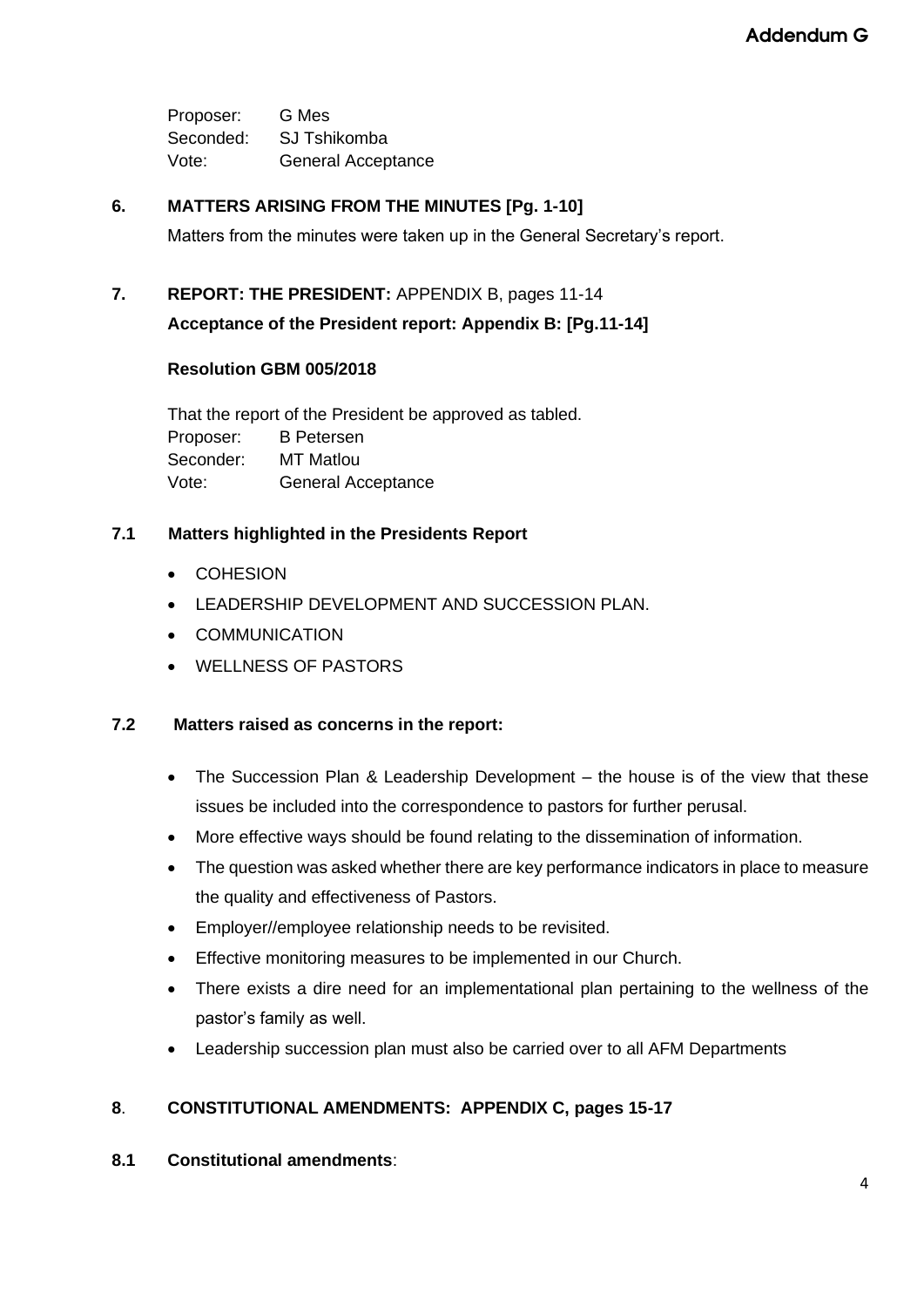Proposer: G Mes
Seconded: SJ Tshikomba
Vote: General Acceptance

## 6. MATTERS ARISING FROM THE MINUTES [Pg. 1-10]

Matters from the minutes were taken up in the General Secretary's report.

## 7. REPORT: THE PRESIDENT: APPENDIX B, pages 11-14

**Acceptance of the President report: Appendix B: [Pg.11-14]**

**Resolution GBM 005/2018**

That the report of the President be approved as tabled.
Proposer: B Petersen
Seconder: MT Matlou
Vote: General Acceptance

### 7.1 Matters highlighted in the Presidents Report

- COHESION
- LEADERSHIP DEVELOPMENT AND SUCCESSION PLAN.
- COMMUNICATION
- WELLNESS OF PASTORS

### 7.2 Matters raised as concerns in the report:

- The Succession Plan & Leadership Development – the house is of the view that these issues be included into the correspondence to pastors for further perusal.
- More effective ways should be found relating to the dissemination of information.
- The question was asked whether there are key performance indicators in place to measure the quality and effectiveness of Pastors.
- Employer//employee relationship needs to be revisited.
- Effective monitoring measures to be implemented in our Church.
- There exists a dire need for an implementational plan pertaining to the wellness of the pastor's family as well.
- Leadership succession plan must also be carried over to all AFM Departments

## 8. CONSTITUTIONAL AMENDMENTS: APPENDIX C, pages 15-17

### 8.1 Constitutional amendments: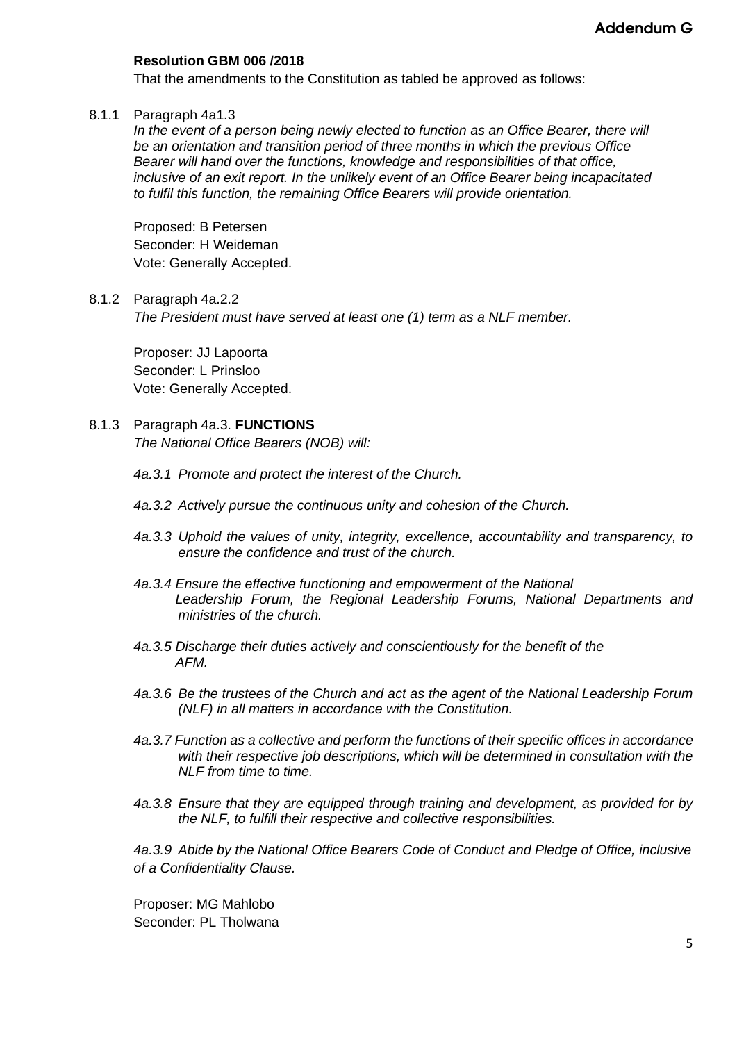**Addendum G**

**Resolution GBM 006 /2018**

That the amendments to the Constitution as tabled be approved as follows:

8.1.1 Paragraph 4a1.3

*In the event of a person being newly elected to function as an Office Bearer, there will be an orientation and transition period of three months in which the previous Office Bearer will hand over the functions, knowledge and responsibilities of that office, inclusive of an exit report. In the unlikely event of an Office Bearer being incapacitated to fulfil this function, the remaining Office Bearers will provide orientation.*

Proposed: B Petersen
Seconder: H Weideman
Vote: Generally Accepted.

8.1.2 Paragraph 4a.2.2

*The President must have served at least one (1) term as a NLF member.*

Proposer: JJ Lapoorta
Seconder: L Prinsloo
Vote: Generally Accepted.

8.1.3 Paragraph 4a.3. **FUNCTIONS**

*The National Office Bearers (NOB) will:*

*4a.3.1 Promote and protect the interest of the Church.*

*4a.3.2 Actively pursue the continuous unity and cohesion of the Church.*

*4a.3.3 Uphold the values of unity, integrity, excellence, accountability and transparency, to ensure the confidence and trust of the church.*

*4a.3.4 Ensure the effective functioning and empowerment of the National Leadership Forum, the Regional Leadership Forums, National Departments and ministries of the church.*

*4a.3.5 Discharge their duties actively and conscientiously for the benefit of the AFM.*

*4a.3.6 Be the trustees of the Church and act as the agent of the National Leadership Forum (NLF) in all matters in accordance with the Constitution.*

*4a.3.7 Function as a collective and perform the functions of their specific offices in accordance with their respective job descriptions, which will be determined in consultation with the NLF from time to time.*

*4a.3.8 Ensure that they are equipped through training and development, as provided for by the NLF, to fulfill their respective and collective responsibilities.*

*4a.3.9 Abide by the National Office Bearers Code of Conduct and Pledge of Office, inclusive of a Confidentiality Clause.*

Proposer: MG Mahlobo
Seconder: PL Tholwana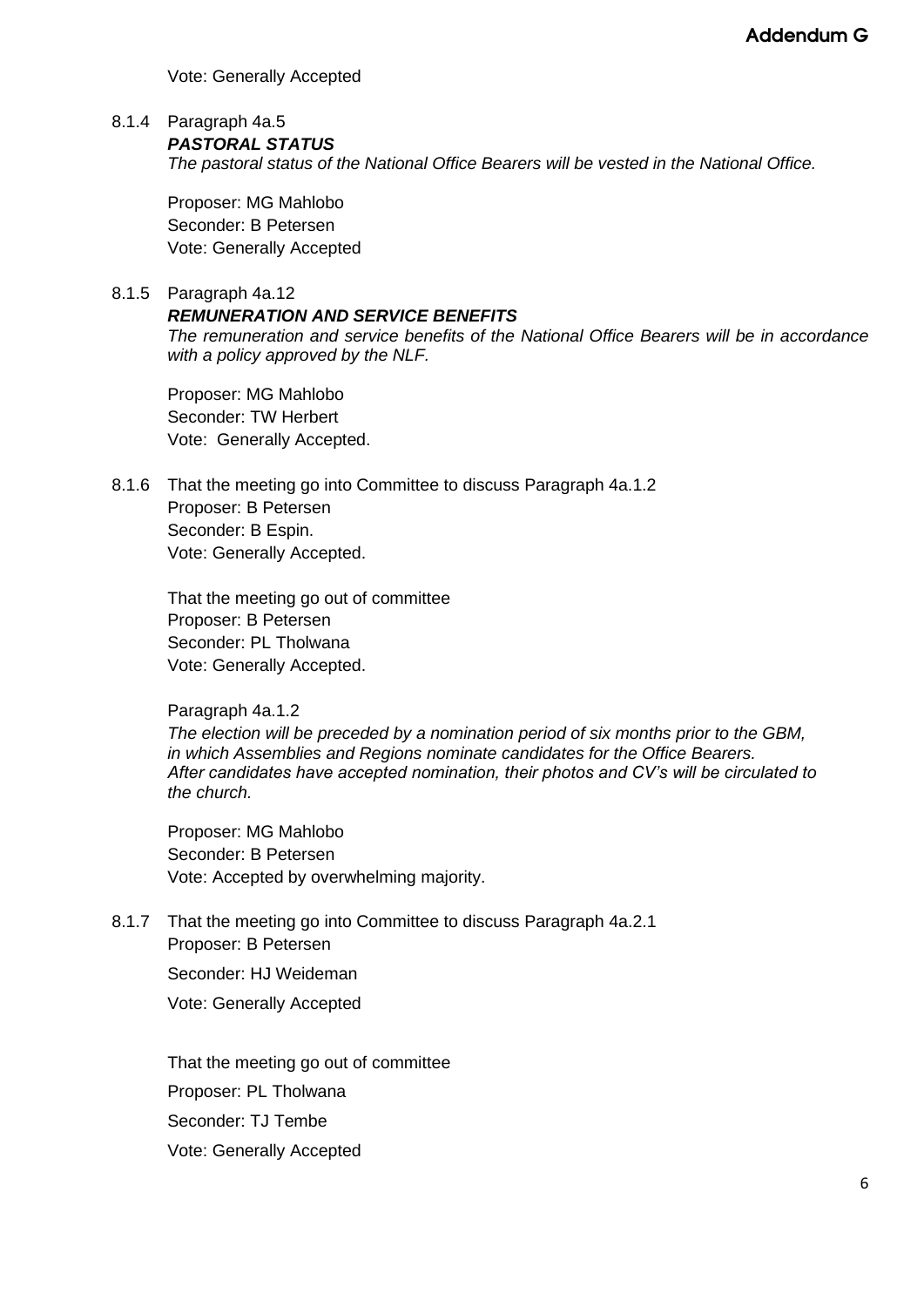Vote: Generally Accepted

8.1.4 Paragraph 4a.5

***PASTORAL STATUS***

*The pastoral status of the National Office Bearers will be vested in the National Office.*

Proposer: MG Mahlobo
Seconder: B Petersen
Vote: Generally Accepted

8.1.5 Paragraph 4a.12

***REMUNERATION AND SERVICE BENEFITS***

*The remuneration and service benefits of the National Office Bearers will be in accordance with a policy approved by the NLF.*

Proposer: MG Mahlobo
Seconder: TW Herbert
Vote: Generally Accepted.

8.1.6 That the meeting go into Committee to discuss Paragraph 4a.1.2
Proposer: B Petersen
Seconder: B Espin.
Vote: Generally Accepted.

That the meeting go out of committee
Proposer: B Petersen
Seconder: PL Tholwana
Vote: Generally Accepted.

Paragraph 4a.1.2

*The election will be preceded by a nomination period of six months prior to the GBM, in which Assemblies and Regions nominate candidates for the Office Bearers. After candidates have accepted nomination, their photos and CV's will be circulated to the church.*

Proposer: MG Mahlobo
Seconder: B Petersen
Vote: Accepted by overwhelming majority.

8.1.7 That the meeting go into Committee to discuss Paragraph 4a.2.1
Proposer: B Petersen

Seconder: HJ Weideman

Vote: Generally Accepted

That the meeting go out of committee

Proposer: PL Tholwana

Seconder: TJ Tembe

Vote: Generally Accepted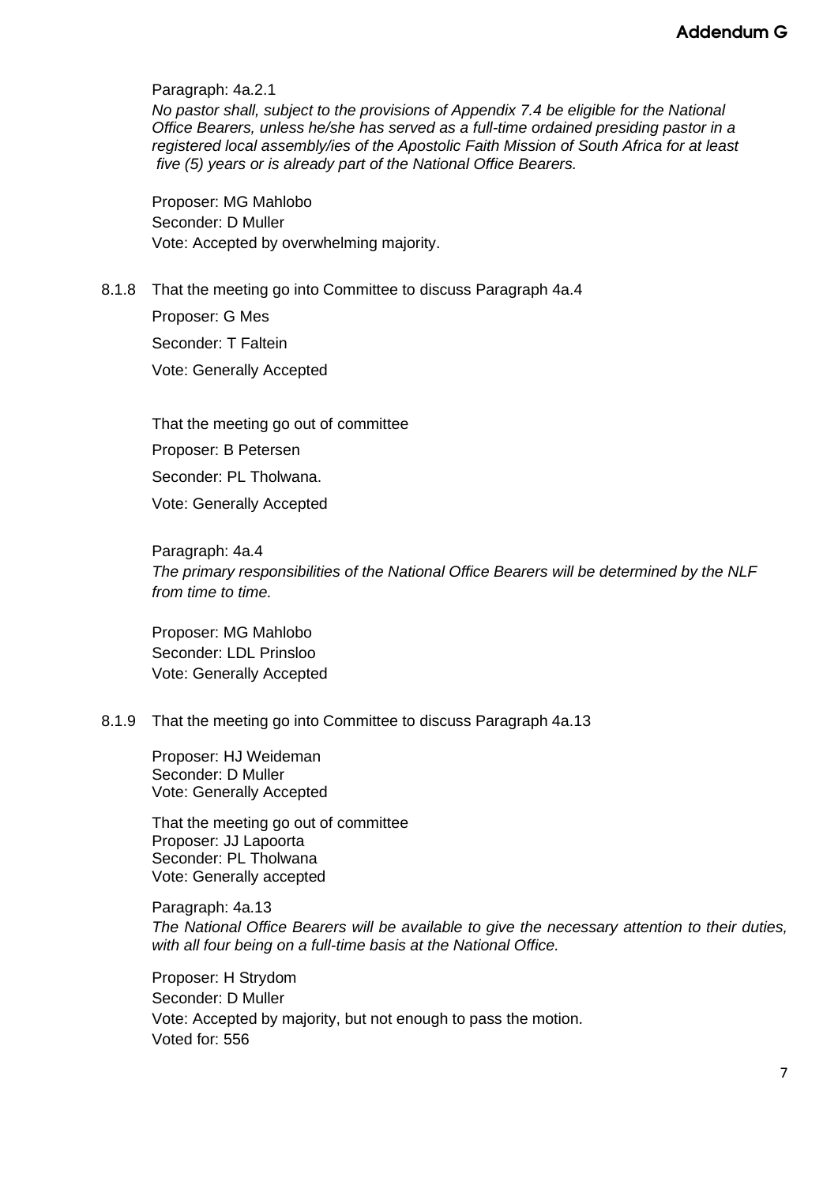Paragraph: 4a.2.1

*No pastor shall, subject to the provisions of Appendix 7.4 be eligible for the National Office Bearers, unless he/she has served as a full-time ordained presiding pastor in a registered local assembly/ies of the Apostolic Faith Mission of South Africa for at least five (5) years or is already part of the National Office Bearers.*

Proposer: MG Mahlobo
Seconder: D Muller
Vote: Accepted by overwhelming majority.

8.1.8 That the meeting go into Committee to discuss Paragraph 4a.4

Proposer: G Mes

Seconder: T Faltein

Vote: Generally Accepted

That the meeting go out of committee

Proposer: B Petersen

Seconder: PL Tholwana.

Vote: Generally Accepted

Paragraph: 4a.4

*The primary responsibilities of the National Office Bearers will be determined by the NLF from time to time.*

Proposer: MG Mahlobo
Seconder: LDL Prinsloo
Vote: Generally Accepted

8.1.9 That the meeting go into Committee to discuss Paragraph 4a.13

Proposer: HJ Weideman
Seconder: D Muller
Vote: Generally Accepted

That the meeting go out of committee
Proposer: JJ Lapoorta
Seconder: PL Tholwana
Vote: Generally accepted

Paragraph: 4a.13

*The National Office Bearers will be available to give the necessary attention to their duties, with all four being on a full-time basis at the National Office.*

Proposer: H Strydom
Seconder: D Muller
Vote: Accepted by majority, but not enough to pass the motion.
Voted for: 556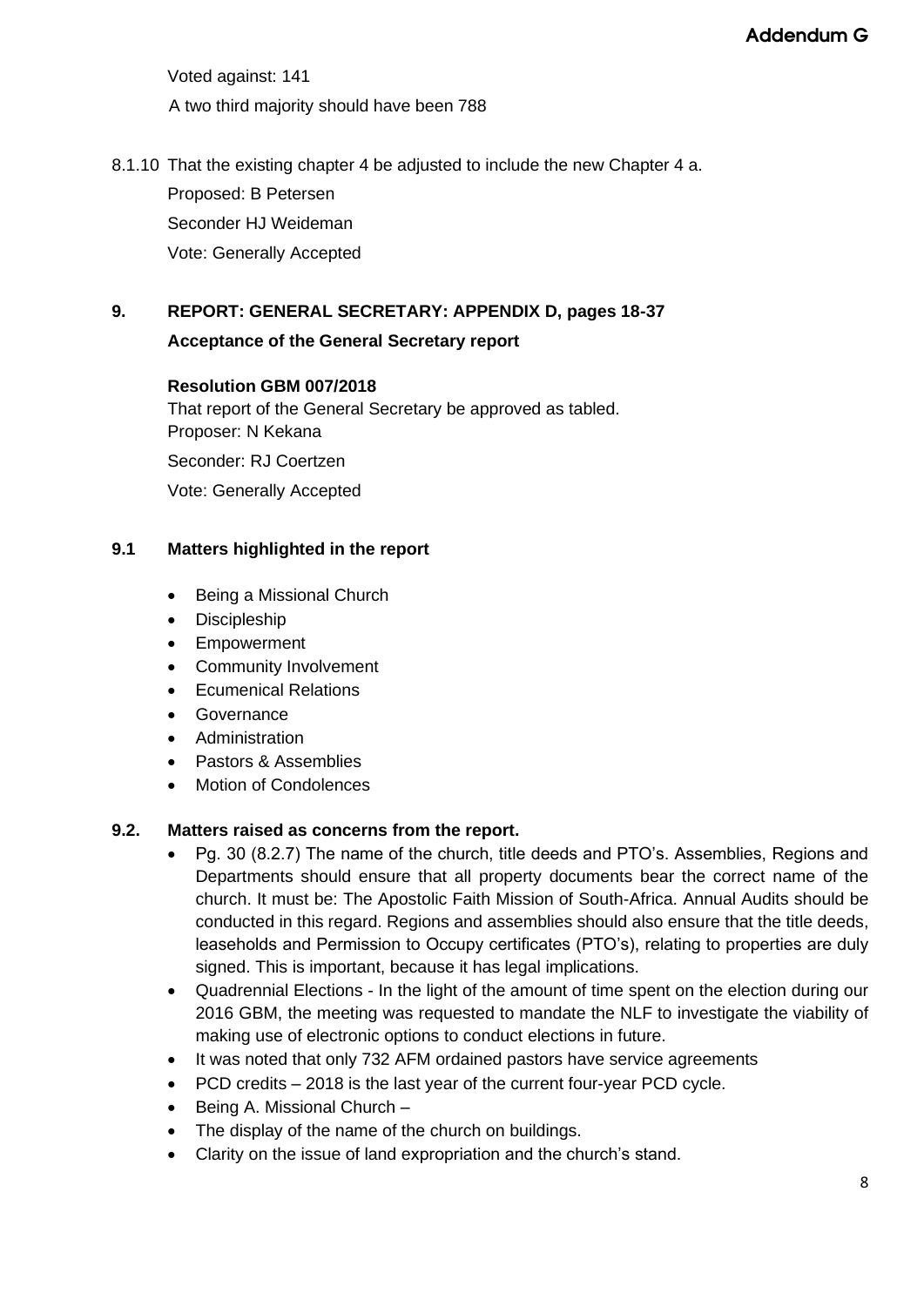Voted against: 141

A two third majority should have been 788

8.1.10 That the existing chapter 4 be adjusted to include the new Chapter 4 a.

Proposed: B Petersen

Seconder HJ Weideman

Vote: Generally Accepted

## 9. REPORT: GENERAL SECRETARY: APPENDIX D, pages 18-37

**Acceptance of the General Secretary report**

**Resolution GBM 007/2018**

That report of the General Secretary be approved as tabled.

Proposer: N Kekana

Seconder: RJ Coertzen

Vote: Generally Accepted

### 9.1 Matters highlighted in the report

- Being a Missional Church
- Discipleship
- Empowerment
- Community Involvement
- Ecumenical Relations
- Governance
- Administration
- Pastors & Assemblies
- Motion of Condolences

### 9.2. Matters raised as concerns from the report.

- Pg. 30 (8.2.7) The name of the church, title deeds and PTO's. Assemblies, Regions and Departments should ensure that all property documents bear the correct name of the church. It must be: The Apostolic Faith Mission of South-Africa. Annual Audits should be conducted in this regard. Regions and assemblies should also ensure that the title deeds, leaseholds and Permission to Occupy certificates (PTO's), relating to properties are duly signed. This is important, because it has legal implications.
- Quadrennial Elections - In the light of the amount of time spent on the election during our 2016 GBM, the meeting was requested to mandate the NLF to investigate the viability of making use of electronic options to conduct elections in future.
- It was noted that only 732 AFM ordained pastors have service agreements
- PCD credits – 2018 is the last year of the current four-year PCD cycle.
- Being A. Missional Church –
- The display of the name of the church on buildings.
- Clarity on the issue of land expropriation and the church's stand.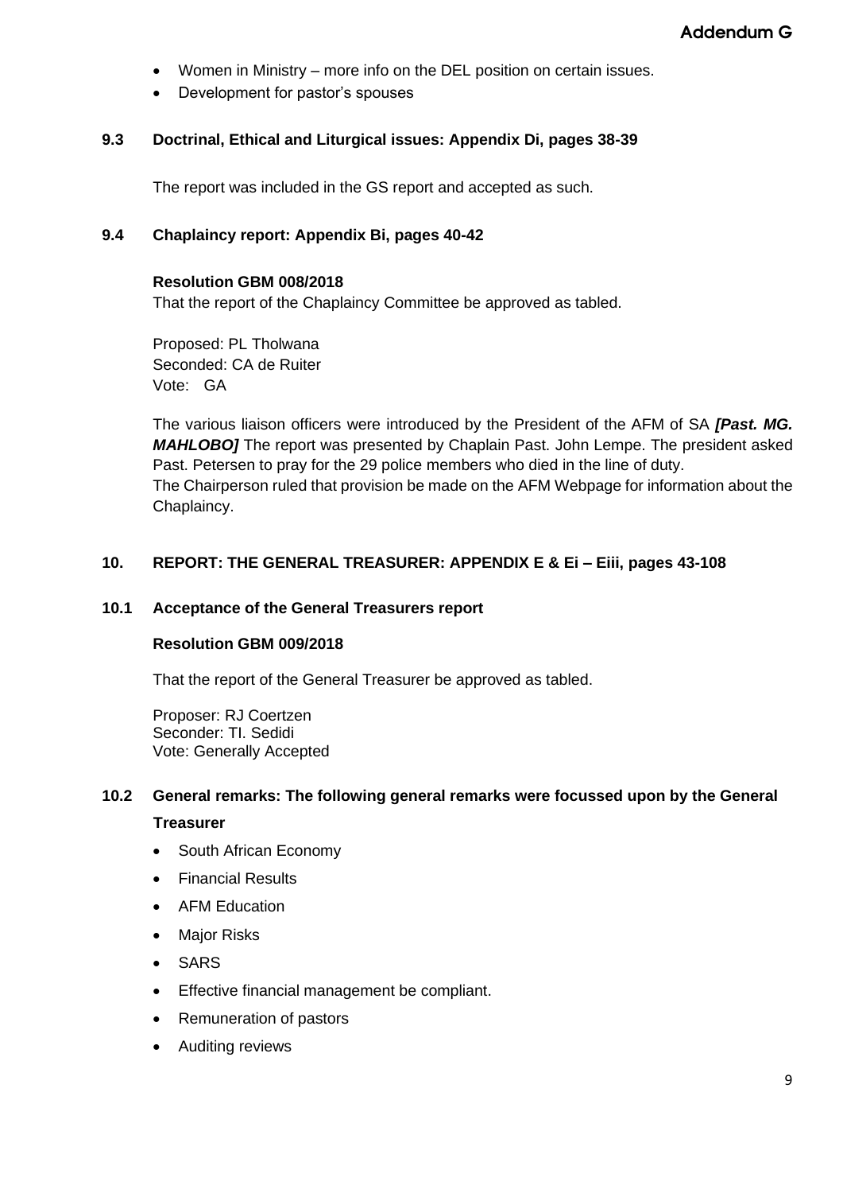- Women in Ministry – more info on the DEL position on certain issues.
- Development for pastor's spouses

### 9.3 Doctrinal, Ethical and Liturgical issues: Appendix Di, pages 38-39

The report was included in the GS report and accepted as such.

### 9.4 Chaplaincy report: Appendix Bi, pages 40-42

**Resolution GBM 008/2018**

That the report of the Chaplaincy Committee be approved as tabled.

Proposed: PL Tholwana
Seconded: CA de Ruiter
Vote: GA

The various liaison officers were introduced by the President of the AFM of SA ***[Past. MG. MAHLOBO]*** The report was presented by Chaplain Past. John Lempe. The president asked Past. Petersen to pray for the 29 police members who died in the line of duty.
The Chairperson ruled that provision be made on the AFM Webpage for information about the Chaplaincy.

## 10. REPORT: THE GENERAL TREASURER: APPENDIX E & Ei – Eiii, pages 43-108

### 10.1 Acceptance of the General Treasurers report

**Resolution GBM 009/2018**

That the report of the General Treasurer be approved as tabled.

Proposer: RJ Coertzen
Seconder: TI. Sedidi
Vote: Generally Accepted

### 10.2 General remarks: The following general remarks were focussed upon by the General Treasurer

- South African Economy
- Financial Results
- AFM Education
- Major Risks
- SARS
- Effective financial management be compliant.
- Remuneration of pastors
- Auditing reviews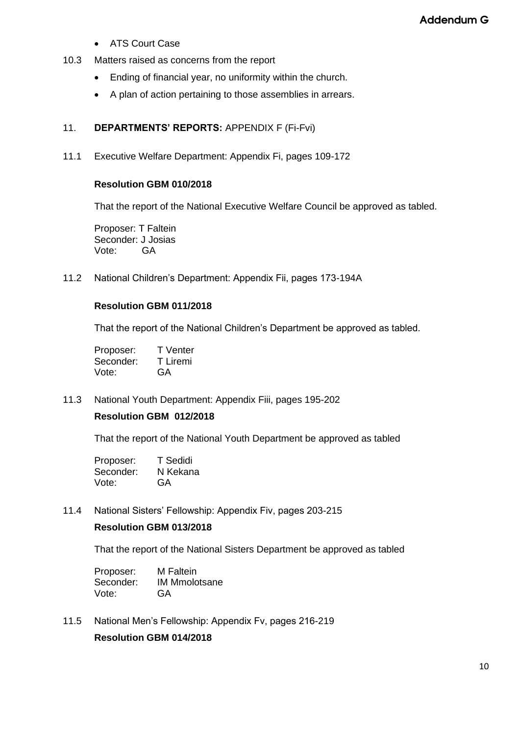- ATS Court Case

10.3 Matters raised as concerns from the report

- Ending of financial year, no uniformity within the church.
- A plan of action pertaining to those assemblies in arrears.

11. **DEPARTMENTS' REPORTS:** APPENDIX F (Fi-Fvi)

11.1 Executive Welfare Department: Appendix Fi, pages 109-172

**Resolution GBM 010/2018**

That the report of the National Executive Welfare Council be approved as tabled.

Proposer: T Faltein
Seconder: J Josias
Vote: GA

11.2 National Children's Department: Appendix Fii, pages 173-194A

**Resolution GBM 011/2018**

That the report of the National Children's Department be approved as tabled.

Proposer: T Venter
Seconder: T Liremi
Vote: GA

11.3 National Youth Department: Appendix Fiii, pages 195-202

**Resolution GBM 012/2018**

That the report of the National Youth Department be approved as tabled

Proposer: T Sedidi
Seconder: N Kekana
Vote: GA

11.4 National Sisters' Fellowship: Appendix Fiv, pages 203-215

**Resolution GBM 013/2018**

That the report of the National Sisters Department be approved as tabled

Proposer: M Faltein
Seconder: IM Mmolotsane
Vote: GA

11.5 National Men's Fellowship: Appendix Fv, pages 216-219

**Resolution GBM 014/2018**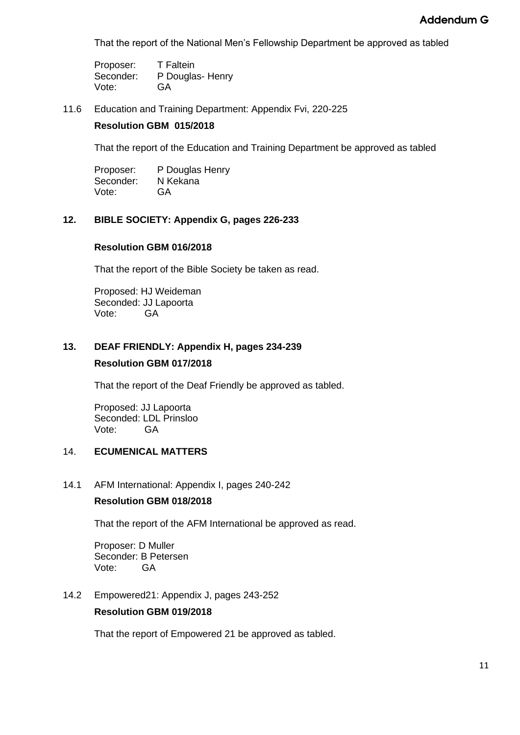Addendum G

That the report of the National Men's Fellowship Department be approved as tabled

Proposer: T Faltein
Seconder: P Douglas- Henry
Vote: GA

11.6 Education and Training Department: Appendix Fvi, 220-225

**Resolution GBM 015/2018**

That the report of the Education and Training Department be approved as tabled

Proposer: P Douglas Henry
Seconder: N Kekana
Vote: GA

## 12. BIBLE SOCIETY: Appendix G, pages 226-233

**Resolution GBM 016/2018**

That the report of the Bible Society be taken as read.

Proposed: HJ Weideman
Seconded: JJ Lapoorta
Vote: GA

## 13. DEAF FRIENDLY: Appendix H, pages 234-239

**Resolution GBM 017/2018**

That the report of the Deaf Friendly be approved as tabled.

Proposed: JJ Lapoorta
Seconded: LDL Prinsloo
Vote: GA

## 14. ECUMENICAL MATTERS

14.1 AFM International: Appendix I, pages 240-242

**Resolution GBM 018/2018**

That the report of the AFM International be approved as read.

Proposer: D Muller
Seconder: B Petersen
Vote: GA

14.2 Empowered21: Appendix J, pages 243-252

**Resolution GBM 019/2018**

That the report of Empowered 21 be approved as tabled.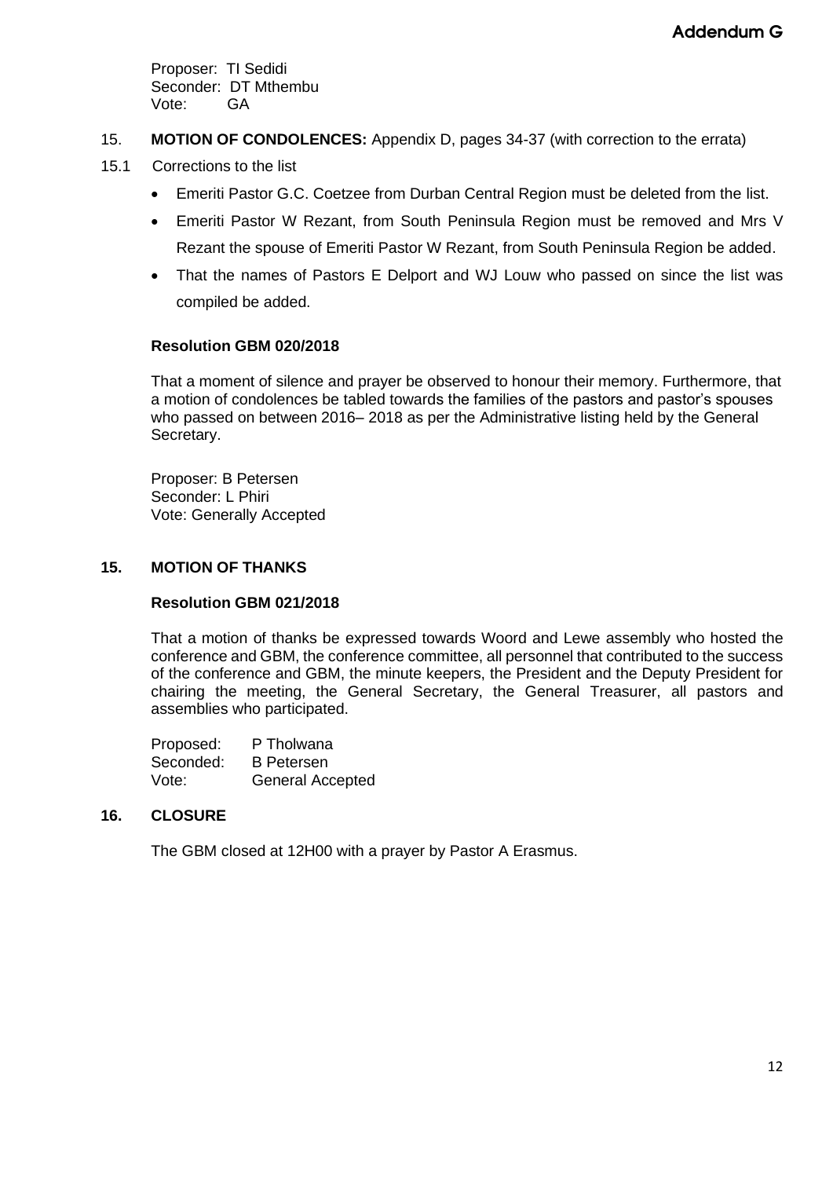Addendum G

Proposer: TI Sedidi
Seconder: DT Mthembu
Vote: GA

15. **MOTION OF CONDOLENCES:** Appendix D, pages 34-37 (with correction to the errata)

15.1 Corrections to the list

- Emeriti Pastor G.C. Coetzee from Durban Central Region must be deleted from the list.
- Emeriti Pastor W Rezant, from South Peninsula Region must be removed and Mrs V Rezant the spouse of Emeriti Pastor W Rezant, from South Peninsula Region be added.
- That the names of Pastors E Delport and WJ Louw who passed on since the list was compiled be added.

**Resolution GBM 020/2018**

That a moment of silence and prayer be observed to honour their memory. Furthermore, that a motion of condolences be tabled towards the families of the pastors and pastor's spouses who passed on between 2016– 2018 as per the Administrative listing held by the General Secretary.

Proposer: B Petersen
Seconder: L Phiri
Vote: Generally Accepted

## 15. MOTION OF THANKS

**Resolution GBM 021/2018**

That a motion of thanks be expressed towards Woord and Lewe assembly who hosted the conference and GBM, the conference committee, all personnel that contributed to the success of the conference and GBM, the minute keepers, the President and the Deputy President for chairing the meeting, the General Secretary, the General Treasurer, all pastors and assemblies who participated.

Proposed: P Tholwana
Seconded: B Petersen
Vote: General Accepted

## 16. CLOSURE

The GBM closed at 12H00 with a prayer by Pastor A Erasmus.